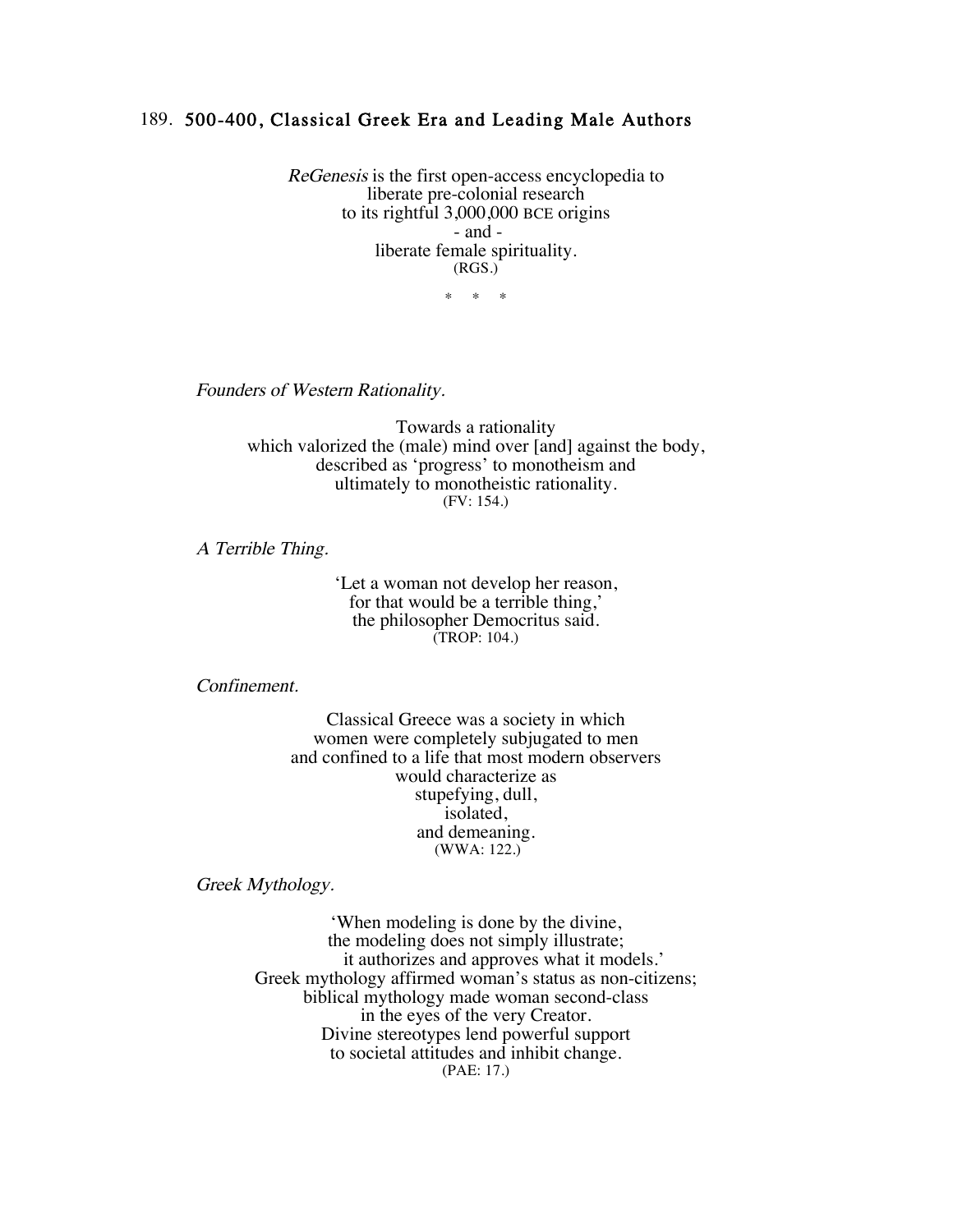# 189. 500-400, Classical Greek Era and Leading Male Authors

*ReGenesis* is the first open-access encyclopedia to
liberate pre-colonial research
to its rightful 3,000,000 BCE origins
- and -
liberate female spirituality.
(RGS.)

\* \* \*

*Founders of Western Rationality.*

Towards a rationality
which valorized the (male) mind over [and] against the body,
described as 'progress' to monotheism and
ultimately to monotheistic rationality.
(FV: 154.)

*A Terrible Thing.*

'Let a woman not develop her reason,
for that would be a terrible thing,'
the philosopher Democritus said.
(TROP: 104.)

*Confinement.*

Classical Greece was a society in which
women were completely subjugated to men
and confined to a life that most modern observers
would characterize as
stupefying, dull,
isolated,
and demeaning.
(WWA: 122.)

*Greek Mythology.*

'When modeling is done by the divine,
the modeling does not simply illustrate;
it authorizes and approves what it models.'
Greek mythology affirmed woman's status as non-citizens;
biblical mythology made woman second-class
in the eyes of the very Creator.
Divine stereotypes lend powerful support
to societal attitudes and inhibit change.
(PAE: 17.)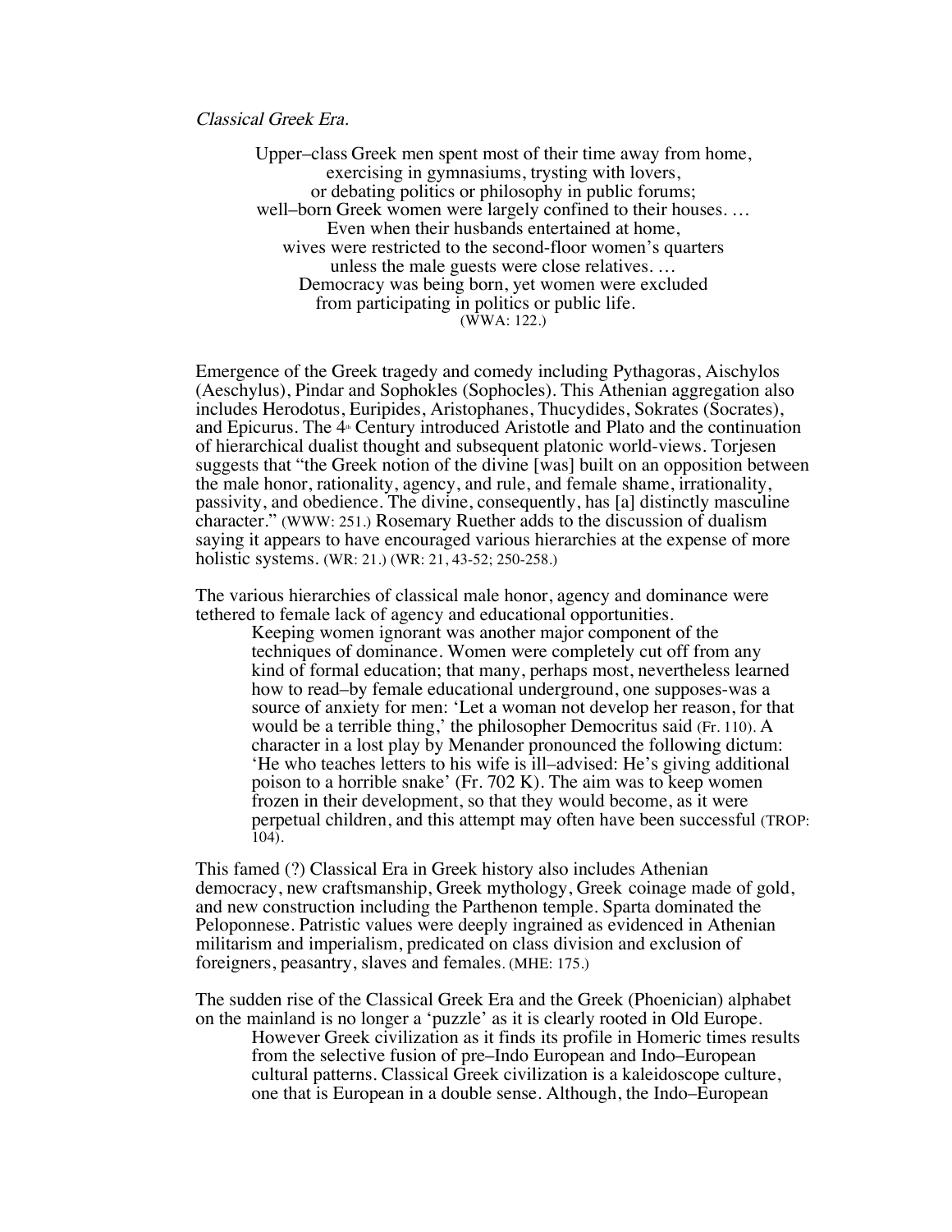*Classical Greek Era.*

> Upper–class Greek men spent most of their time away from home,
> exercising in gymnasiums, trysting with lovers,
> or debating politics or philosophy in public forums;
> well–born Greek women were largely confined to their houses. …
> Even when their husbands entertained at home,
> wives were restricted to the second-floor women's quarters
> unless the male guests were close relatives. …
> Democracy was being born, yet women were excluded
> from participating in politics or public life.
> (WWA: 122.)

Emergence of the Greek tragedy and comedy including Pythagoras, Aischylos (Aeschylus), Pindar and Sophokles (Sophocles). This Athenian aggregation also includes Herodotus, Euripides, Aristophanes, Thucydides, Sokrates (Socrates), and Epicurus. The 4th Century introduced Aristotle and Plato and the continuation of hierarchical dualist thought and subsequent platonic world-views. Torjesen suggests that "the Greek notion of the divine [was] built on an opposition between the male honor, rationality, agency, and rule, and female shame, irrationality, passivity, and obedience. The divine, consequently, has [a] distinctly masculine character." (WWW: 251.) Rosemary Ruether adds to the discussion of dualism saying it appears to have encouraged various hierarchies at the expense of more holistic systems. (WR: 21.) (WR: 21, 43-52; 250-258.)

The various hierarchies of classical male honor, agency and dominance were tethered to female lack of agency and educational opportunities.

> Keeping women ignorant was another major component of the techniques of dominance. Women were completely cut off from any kind of formal education; that many, perhaps most, nevertheless learned how to read–by female educational underground, one supposes-was a source of anxiety for men: 'Let a woman not develop her reason, for that would be a terrible thing,' the philosopher Democritus said (Fr. 110). A character in a lost play by Menander pronounced the following dictum: 'He who teaches letters to his wife is ill–advised: He's giving additional poison to a horrible snake' (Fr. 702 K). The aim was to keep women frozen in their development, so that they would become, as it were perpetual children, and this attempt may often have been successful (TROP: 104).

This famed (?) Classical Era in Greek history also includes Athenian democracy, new craftsmanship, Greek mythology, Greek coinage made of gold, and new construction including the Parthenon temple. Sparta dominated the Peloponnese. Patristic values were deeply ingrained as evidenced in Athenian militarism and imperialism, predicated on class division and exclusion of foreigners, peasantry, slaves and females. (MHE: 175.)

The sudden rise of the Classical Greek Era and the Greek (Phoenician) alphabet on the mainland is no longer a 'puzzle' as it is clearly rooted in Old Europe.

> However Greek civilization as it finds its profile in Homeric times results from the selective fusion of pre–Indo European and Indo–European cultural patterns. Classical Greek civilization is a kaleidoscope culture, one that is European in a double sense. Although, the Indo–European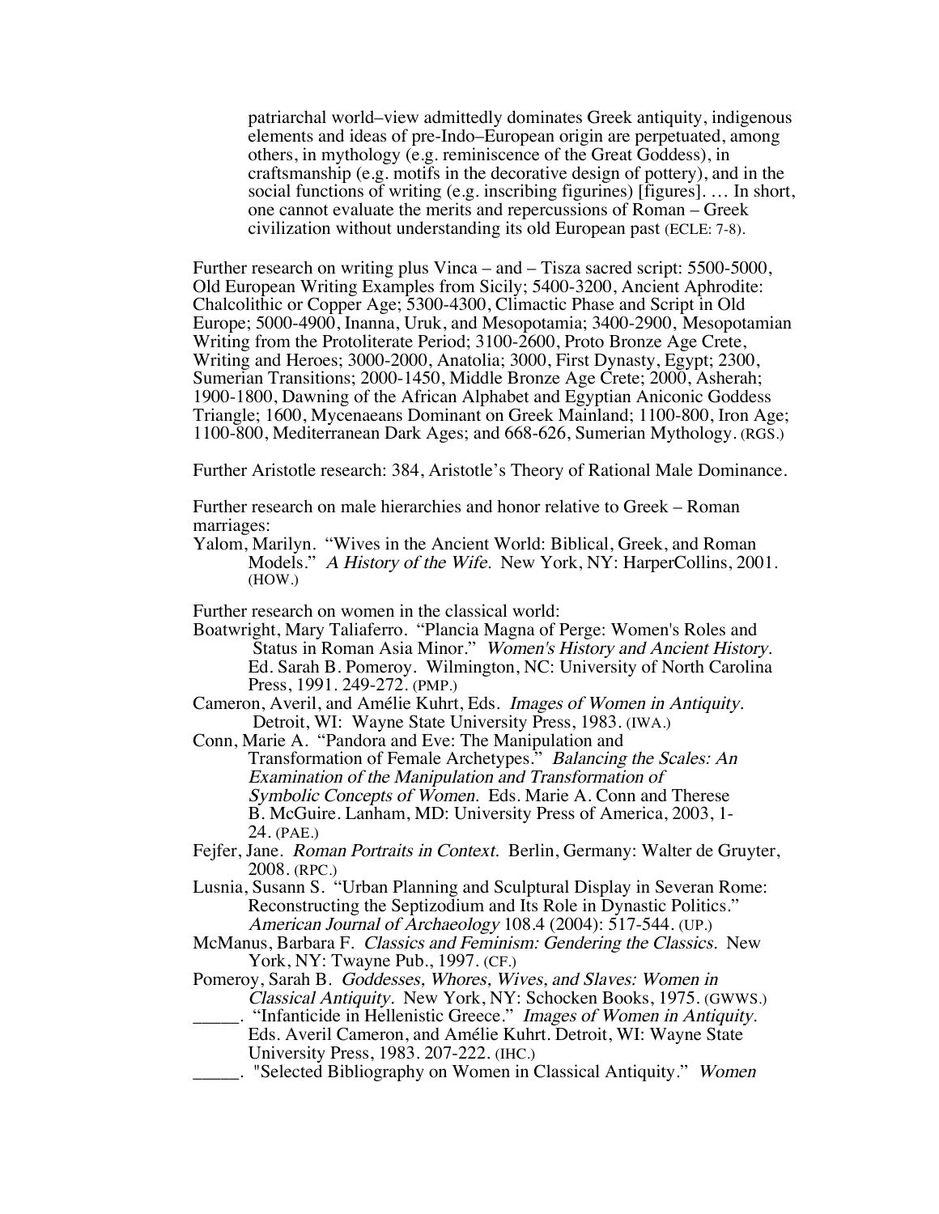> patriarchal world–view admittedly dominates Greek antiquity, indigenous elements and ideas of pre-Indo–European origin are perpetuated, among others, in mythology (e.g. reminiscence of the Great Goddess), in craftsmanship (e.g. motifs in the decorative design of pottery), and in the social functions of writing (e.g. inscribing figurines) [figures]. … In short, one cannot evaluate the merits and repercussions of Roman – Greek civilization without understanding its old European past (ECLE: 7-8).

Further research on writing plus Vinca – and – Tisza sacred script: 5500-5000, Old European Writing Examples from Sicily; 5400-3200, Ancient Aphrodite: Chalcolithic or Copper Age; 5300-4300, Climactic Phase and Script in Old Europe; 5000-4900, Inanna, Uruk, and Mesopotamia; 3400-2900, Mesopotamian Writing from the Protoliterate Period; 3100-2600, Proto Bronze Age Crete, Writing and Heroes; 3000-2000, Anatolia; 3000, First Dynasty, Egypt; 2300, Sumerian Transitions; 2000-1450, Middle Bronze Age Crete; 2000, Asherah; 1900-1800, Dawning of the African Alphabet and Egyptian Aniconic Goddess Triangle; 1600, Mycenaeans Dominant on Greek Mainland; 1100-800, Iron Age; 1100-800, Mediterranean Dark Ages; and 668-626, Sumerian Mythology. (RGS.)

Further Aristotle research: 384, Aristotle's Theory of Rational Male Dominance.

Further research on male hierarchies and honor relative to Greek – Roman marriages:

Yalom, Marilyn. "Wives in the Ancient World: Biblical, Greek, and Roman Models." *A History of the Wife.* New York, NY: HarperCollins, 2001. (HOW.)

Further research on women in the classical world:

Boatwright, Mary Taliaferro. "Plancia Magna of Perge: Women's Roles and Status in Roman Asia Minor." *Women's History and Ancient History.* Ed. Sarah B. Pomeroy. Wilmington, NC: University of North Carolina Press, 1991. 249-272. (PMP.)

Cameron, Averil, and Amélie Kuhrt, Eds. *Images of Women in Antiquity.* Detroit, WI: Wayne State University Press, 1983. (IWA.)

Conn, Marie A. "Pandora and Eve: The Manipulation and Transformation of Female Archetypes." *Balancing the Scales: An Examination of the Manipulation and Transformation of Symbolic Concepts of Women.* Eds. Marie A. Conn and Therese B. McGuire. Lanham, MD: University Press of America, 2003, 1-24. (PAE.)

Fejfer, Jane. *Roman Portraits in Context.* Berlin, Germany: Walter de Gruyter, 2008. (RPC.)

Lusnia, Susann S. "Urban Planning and Sculptural Display in Severan Rome: Reconstructing the Septizodium and Its Role in Dynastic Politics." *American Journal of Archaeology* 108.4 (2004): 517-544. (UP.)

McManus, Barbara F. *Classics and Feminism: Gendering the Classics.* New York, NY: Twayne Pub., 1997. (CF.)

Pomeroy, Sarah B. *Goddesses, Whores, Wives, and Slaves: Women in Classical Antiquity.* New York, NY: Schocken Books, 1975. (GWWS.)

_____. "Infanticide in Hellenistic Greece." *Images of Women in Antiquity.* Eds. Averil Cameron, and Amélie Kuhrt. Detroit, WI: Wayne State University Press, 1983. 207-222. (IHC.)

_____. "Selected Bibliography on Women in Classical Antiquity." *Women*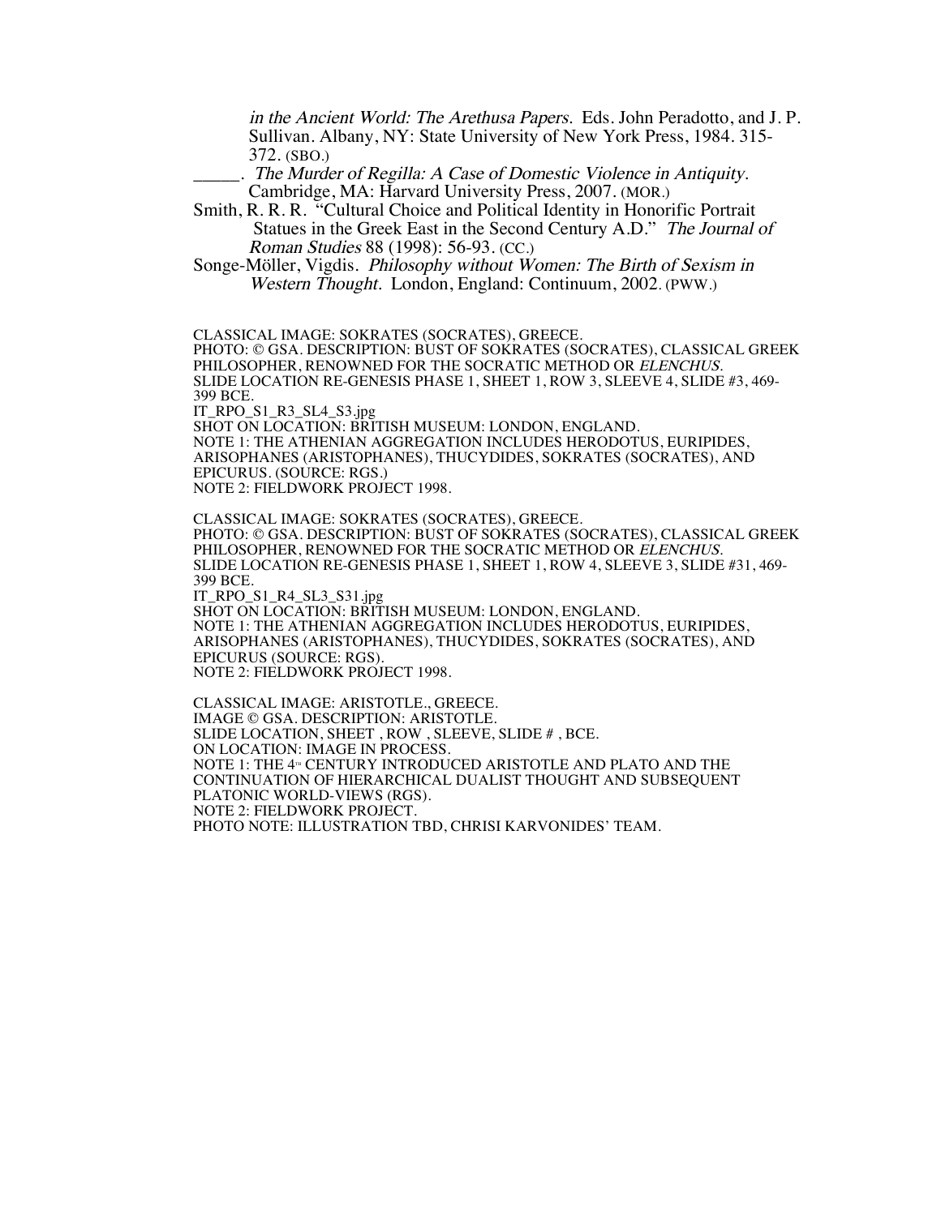*in the Ancient World: The Arethusa Papers.* Eds. John Peradotto, and J. P. Sullivan. Albany, NY: State University of New York Press, 1984. 315-372. (SBO.)

\_\_\_\_\_. *The Murder of Regilla: A Case of Domestic Violence in Antiquity.* Cambridge, MA: Harvard University Press, 2007. (MOR.)

Smith, R. R. R. "Cultural Choice and Political Identity in Honorific Portrait Statues in the Greek East in the Second Century A.D." *The Journal of Roman Studies* 88 (1998): 56-93. (CC.)

Songe-Möller, Vigdis. *Philosophy without Women: The Birth of Sexism in Western Thought.* London, England: Continuum, 2002. (PWW.)

CLASSICAL IMAGE: SOKRATES (SOCRATES), GREECE.
PHOTO: © GSA. DESCRIPTION: BUST OF SOKRATES (SOCRATES), CLASSICAL GREEK PHILOSOPHER, RENOWNED FOR THE SOCRATIC METHOD OR *ELENCHUS*.
SLIDE LOCATION RE-GENESIS PHASE 1, SHEET 1, ROW 3, SLEEVE 4, SLIDE #3, 469-399 BCE.
IT_RPO_S1_R3_SL4_S3.jpg
SHOT ON LOCATION: BRITISH MUSEUM: LONDON, ENGLAND.
NOTE 1: THE ATHENIAN AGGREGATION INCLUDES HERODOTUS, EURIPIDES, ARISOPHANES (ARISTOPHANES), THUCYDIDES, SOKRATES (SOCRATES), AND EPICURUS. (SOURCE: RGS.)
NOTE 2: FIELDWORK PROJECT 1998.

CLASSICAL IMAGE: SOKRATES (SOCRATES), GREECE.
PHOTO: © GSA. DESCRIPTION: BUST OF SOKRATES (SOCRATES), CLASSICAL GREEK PHILOSOPHER, RENOWNED FOR THE SOCRATIC METHOD OR *ELENCHUS*.
SLIDE LOCATION RE-GENESIS PHASE 1, SHEET 1, ROW 4, SLEEVE 3, SLIDE #31, 469-399 BCE.
IT_RPO_S1_R4_SL3_S31.jpg
SHOT ON LOCATION: BRITISH MUSEUM: LONDON, ENGLAND.
NOTE 1: THE ATHENIAN AGGREGATION INCLUDES HERODOTUS, EURIPIDES, ARISOPHANES (ARISTOPHANES), THUCYDIDES, SOKRATES (SOCRATES), AND EPICURUS (SOURCE: RGS).
NOTE 2: FIELDWORK PROJECT 1998.

CLASSICAL IMAGE: ARISTOTLE., GREECE.
IMAGE © GSA. DESCRIPTION: ARISTOTLE.
SLIDE LOCATION, SHEET , ROW , SLEEVE, SLIDE # , BCE.
ON LOCATION: IMAGE IN PROCESS.
NOTE 1: THE 4TH CENTURY INTRODUCED ARISTOTLE AND PLATO AND THE CONTINUATION OF HIERARCHICAL DUALIST THOUGHT AND SUBSEQUENT PLATONIC WORLD-VIEWS (RGS).
NOTE 2: FIELDWORK PROJECT.
PHOTO NOTE: ILLUSTRATION TBD, CHRISI KARVONIDES' TEAM.